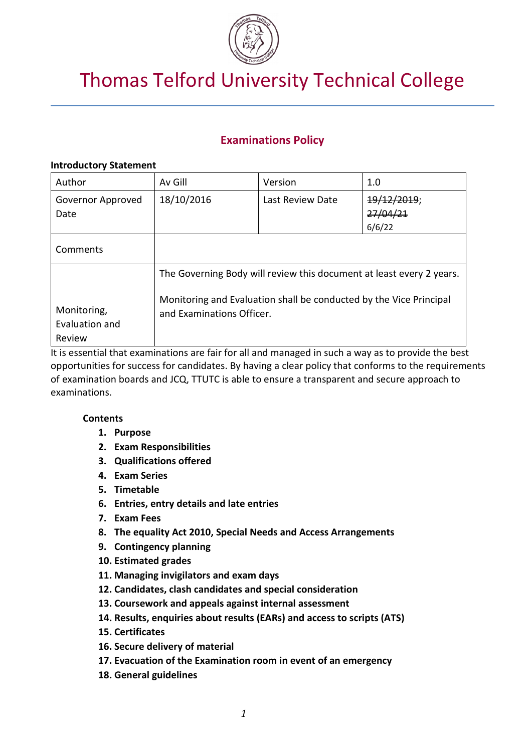# Thomas Telford University Technical College

## Examinations Policy

**Introductory Statement**

| Author | Av Gill | Version | 1.0 |
|---|---|---|---|
| Governor Approved Date | 18/10/2016 | Last Review Date | ~~19/12/2019~~; ~~27/04/21~~ 6/6/22 |
| Comments | | | |
| Monitoring, Evaluation and Review | The Governing Body will review this document at least every 2 years. Monitoring and Evaluation shall be conducted by the Vice Principal and Examinations Officer. | | |

It is essential that examinations are fair for all and managed in such a way as to provide the best opportunities for success for candidates. By having a clear policy that conforms to the requirements of examination boards and JCQ, TTUTC is able to ensure a transparent and secure approach to examinations.

**Contents**

1. **Purpose**
2. **Exam Responsibilities**
3. **Qualifications offered**
4. **Exam Series**
5. **Timetable**
6. **Entries, entry details and late entries**
7. **Exam Fees**
8. **The equality Act 2010, Special Needs and Access Arrangements**
9. **Contingency planning**
10. **Estimated grades**
11. **Managing invigilators and exam days**
12. **Candidates, clash candidates and special consideration**
13. **Coursework and appeals against internal assessment**
14. **Results, enquiries about results (EARs) and access to scripts (ATS)**
15. **Certificates**
16. **Secure delivery of material**
17. **Evacuation of the Examination room in event of an emergency**
18. **General guidelines**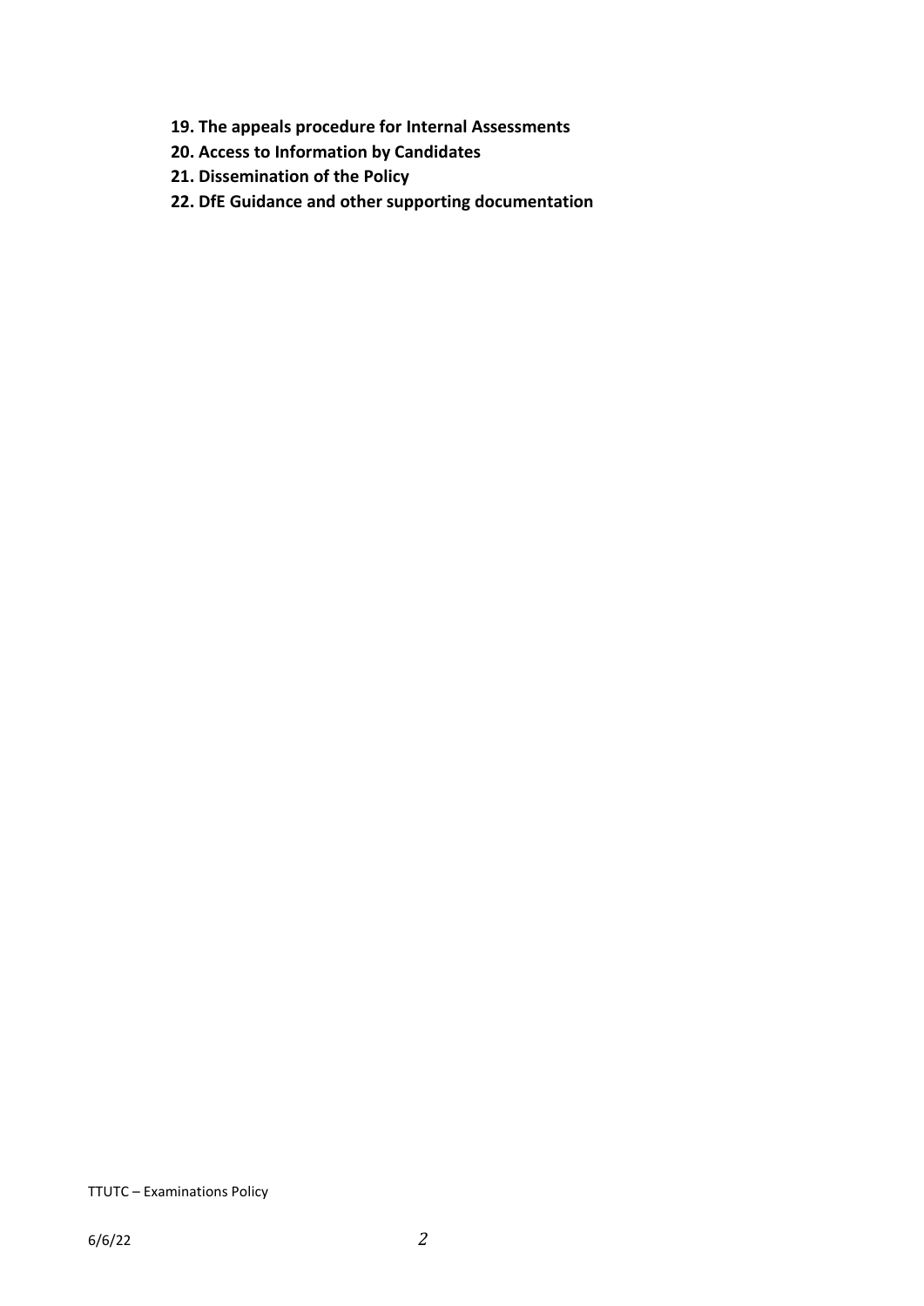**19. The appeals procedure for Internal Assessments**

**20. Access to Information by Candidates**

**21. Dissemination of the Policy**

**22. DfE Guidance and other supporting documentation**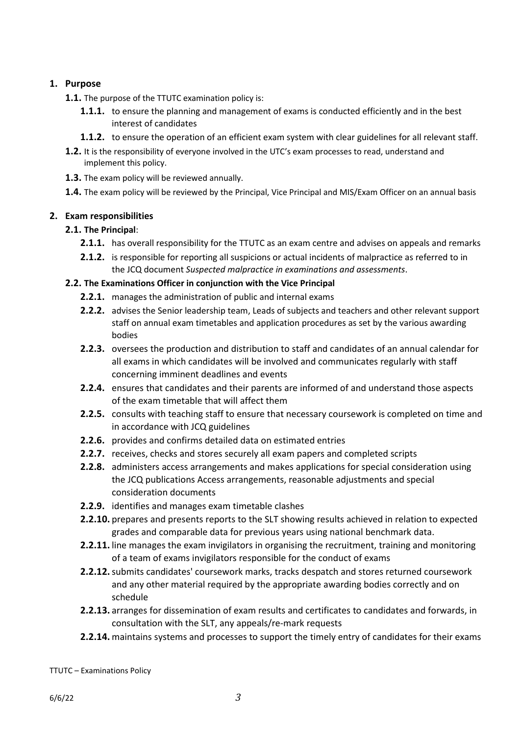## 1. Purpose

**1.1.** The purpose of the TTUTC examination policy is:

- **1.1.1.** to ensure the planning and management of exams is conducted efficiently and in the best interest of candidates
- **1.1.2.** to ensure the operation of an efficient exam system with clear guidelines for all relevant staff.

**1.2.** It is the responsibility of everyone involved in the UTC's exam processes to read, understand and implement this policy.

**1.3.** The exam policy will be reviewed annually.

**1.4.** The exam policy will be reviewed by the Principal, Vice Principal and MIS/Exam Officer on an annual basis

## 2. Exam responsibilities

### 2.1. The Principal:

- **2.1.1.** has overall responsibility for the TTUTC as an exam centre and advises on appeals and remarks
- **2.1.2.** is responsible for reporting all suspicions or actual incidents of malpractice as referred to in the JCQ document *Suspected malpractice in examinations and assessments*.

### 2.2. The Examinations Officer in conjunction with the Vice Principal

- **2.2.1.** manages the administration of public and internal exams
- **2.2.2.** advises the Senior leadership team, Leads of subjects and teachers and other relevant support staff on annual exam timetables and application procedures as set by the various awarding bodies
- **2.2.3.** oversees the production and distribution to staff and candidates of an annual calendar for all exams in which candidates will be involved and communicates regularly with staff concerning imminent deadlines and events
- **2.2.4.** ensures that candidates and their parents are informed of and understand those aspects of the exam timetable that will affect them
- **2.2.5.** consults with teaching staff to ensure that necessary coursework is completed on time and in accordance with JCQ guidelines
- **2.2.6.** provides and confirms detailed data on estimated entries
- **2.2.7.** receives, checks and stores securely all exam papers and completed scripts
- **2.2.8.** administers access arrangements and makes applications for special consideration using the JCQ publications Access arrangements, reasonable adjustments and special consideration documents
- **2.2.9.** identifies and manages exam timetable clashes
- **2.2.10.** prepares and presents reports to the SLT showing results achieved in relation to expected grades and comparable data for previous years using national benchmark data.
- **2.2.11.** line manages the exam invigilators in organising the recruitment, training and monitoring of a team of exams invigilators responsible for the conduct of exams
- **2.2.12.** submits candidates' coursework marks, tracks despatch and stores returned coursework and any other material required by the appropriate awarding bodies correctly and on schedule
- **2.2.13.** arranges for dissemination of exam results and certificates to candidates and forwards, in consultation with the SLT, any appeals/re-mark requests
- **2.2.14.** maintains systems and processes to support the timely entry of candidates for their exams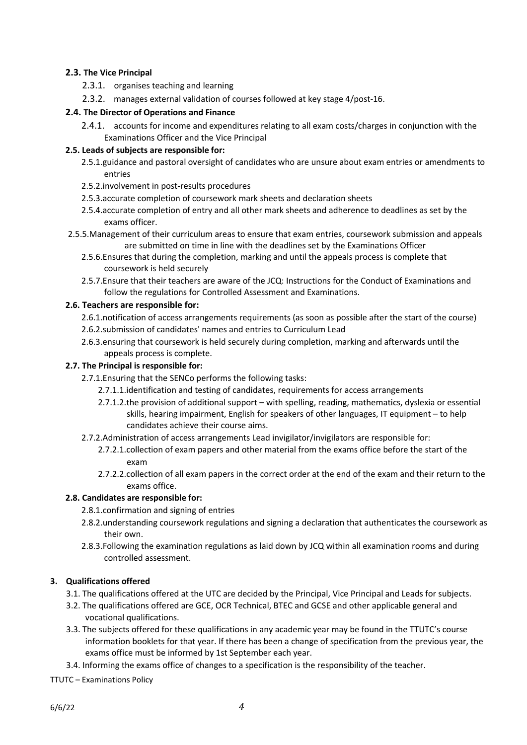**2.3. The Vice Principal**

2.3.1. organises teaching and learning

2.3.2. manages external validation of courses followed at key stage 4/post-16.

**2.4. The Director of Operations and Finance**

2.4.1. accounts for income and expenditures relating to all exam costs/charges in conjunction with the Examinations Officer and the Vice Principal

**2.5. Leads of subjects are responsible for:**

2.5.1. guidance and pastoral oversight of candidates who are unsure about exam entries or amendments to entries

2.5.2. involvement in post-results procedures

2.5.3. accurate completion of coursework mark sheets and declaration sheets

2.5.4. accurate completion of entry and all other mark sheets and adherence to deadlines as set by the exams officer.

2.5.5. Management of their curriculum areas to ensure that exam entries, coursework submission and appeals are submitted on time in line with the deadlines set by the Examinations Officer

2.5.6. Ensures that during the completion, marking and until the appeals process is complete that coursework is held securely

2.5.7. Ensure that their teachers are aware of the JCQ: Instructions for the Conduct of Examinations and follow the regulations for Controlled Assessment and Examinations.

**2.6. Teachers are responsible for:**

2.6.1. notification of access arrangements requirements (as soon as possible after the start of the course)

2.6.2. submission of candidates' names and entries to Curriculum Lead

2.6.3. ensuring that coursework is held securely during completion, marking and afterwards until the appeals process is complete.

**2.7. The Principal is responsible for:**

2.7.1. Ensuring that the SENCo performs the following tasks:

2.7.1.1. identification and testing of candidates, requirements for access arrangements

2.7.1.2. the provision of additional support – with spelling, reading, mathematics, dyslexia or essential skills, hearing impairment, English for speakers of other languages, IT equipment – to help candidates achieve their course aims.

2.7.2. Administration of access arrangements Lead invigilator/invigilators are responsible for:

2.7.2.1. collection of exam papers and other material from the exams office before the start of the exam

2.7.2.2. collection of all exam papers in the correct order at the end of the exam and their return to the exams office.

**2.8. Candidates are responsible for:**

2.8.1. confirmation and signing of entries

2.8.2. understanding coursework regulations and signing a declaration that authenticates the coursework as their own.

2.8.3. Following the examination regulations as laid down by JCQ within all examination rooms and during controlled assessment.

**3. Qualifications offered**

3.1. The qualifications offered at the UTC are decided by the Principal, Vice Principal and Leads for subjects.

3.2. The qualifications offered are GCE, OCR Technical, BTEC and GCSE and other applicable general and vocational qualifications.

3.3. The subjects offered for these qualifications in any academic year may be found in the TTUTC's course information booklets for that year. If there has been a change of specification from the previous year, the exams office must be informed by 1st September each year.

3.4. Informing the exams office of changes to a specification is the responsibility of the teacher.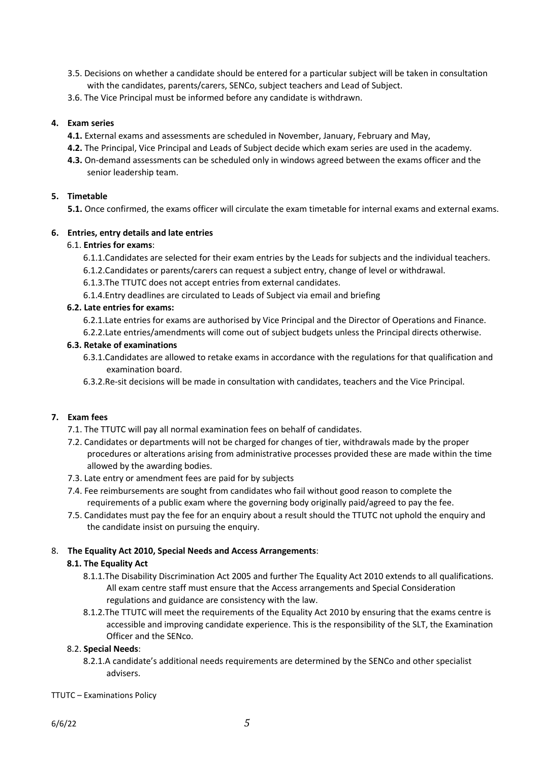3.5. Decisions on whether a candidate should be entered for a particular subject will be taken in consultation with the candidates, parents/carers, SENCo, subject teachers and Lead of Subject.

3.6. The Vice Principal must be informed before any candidate is withdrawn.

## 4. Exam series

**4.1.** External exams and assessments are scheduled in November, January, February and May,

**4.2.** The Principal, Vice Principal and Leads of Subject decide which exam series are used in the academy.

**4.3.** On-demand assessments can be scheduled only in windows agreed between the exams officer and the senior leadership team.

## 5. Timetable

**5.1.** Once confirmed, the exams officer will circulate the exam timetable for internal exams and external exams.

## 6. Entries, entry details and late entries

6.1. **Entries for exams**:

6.1.1.Candidates are selected for their exam entries by the Leads for subjects and the individual teachers.

6.1.2.Candidates or parents/carers can request a subject entry, change of level or withdrawal.

6.1.3.The TTUTC does not accept entries from external candidates.

6.1.4.Entry deadlines are circulated to Leads of Subject via email and briefing

**6.2. Late entries for exams:**

6.2.1.Late entries for exams are authorised by Vice Principal and the Director of Operations and Finance.

6.2.2.Late entries/amendments will come out of subject budgets unless the Principal directs otherwise.

**6.3. Retake of examinations**

6.3.1.Candidates are allowed to retake exams in accordance with the regulations for that qualification and examination board.

6.3.2.Re-sit decisions will be made in consultation with candidates, teachers and the Vice Principal.

## 7. Exam fees

7.1. The TTUTC will pay all normal examination fees on behalf of candidates.

7.2. Candidates or departments will not be charged for changes of tier, withdrawals made by the proper procedures or alterations arising from administrative processes provided these are made within the time allowed by the awarding bodies.

7.3. Late entry or amendment fees are paid for by subjects

7.4. Fee reimbursements are sought from candidates who fail without good reason to complete the requirements of a public exam where the governing body originally paid/agreed to pay the fee.

7.5. Candidates must pay the fee for an enquiry about a result should the TTUTC not uphold the enquiry and the candidate insist on pursuing the enquiry.

## 8. The Equality Act 2010, Special Needs and Access Arrangements:

**8.1. The Equality Act**

8.1.1.The Disability Discrimination Act 2005 and further The Equality Act 2010 extends to all qualifications. All exam centre staff must ensure that the Access arrangements and Special Consideration regulations and guidance are consistency with the law.

8.1.2.The TTUTC will meet the requirements of the Equality Act 2010 by ensuring that the exams centre is accessible and improving candidate experience. This is the responsibility of the SLT, the Examination Officer and the SENco.

8.2. **Special Needs**:

8.2.1.A candidate's additional needs requirements are determined by the SENCo and other specialist advisers.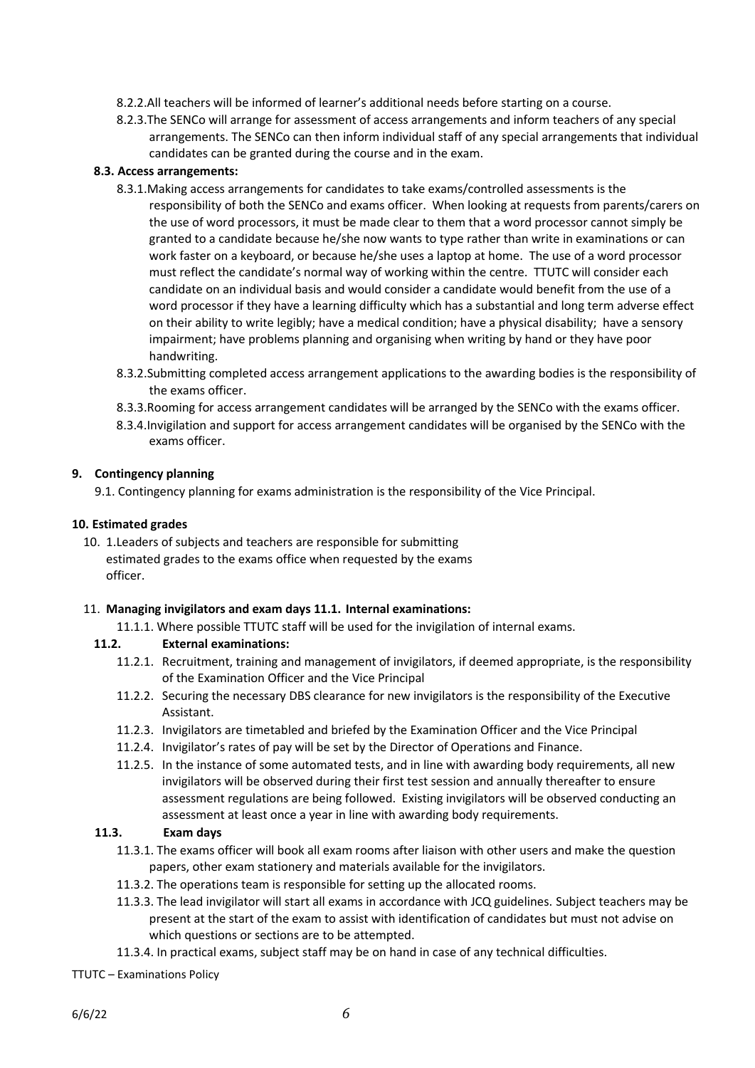8.2.2. All teachers will be informed of learner's additional needs before starting on a course.

8.2.3. The SENCo will arrange for assessment of access arrangements and inform teachers of any special arrangements. The SENCo can then inform individual staff of any special arrangements that individual candidates can be granted during the course and in the exam.

**8.3. Access arrangements:**

8.3.1. Making access arrangements for candidates to take exams/controlled assessments is the responsibility of both the SENCo and exams officer. When looking at requests from parents/carers on the use of word processors, it must be made clear to them that a word processor cannot simply be granted to a candidate because he/she now wants to type rather than write in examinations or can work faster on a keyboard, or because he/she uses a laptop at home. The use of a word processor must reflect the candidate's normal way of working within the centre. TTUTC will consider each candidate on an individual basis and would consider a candidate would benefit from the use of a word processor if they have a learning difficulty which has a substantial and long term adverse effect on their ability to write legibly; have a medical condition; have a physical disability; have a sensory impairment; have problems planning and organising when writing by hand or they have poor handwriting.

8.3.2. Submitting completed access arrangement applications to the awarding bodies is the responsibility of the exams officer.

8.3.3. Rooming for access arrangement candidates will be arranged by the SENCo with the exams officer.

8.3.4. Invigilation and support for access arrangement candidates will be organised by the SENCo with the exams officer.

**9. Contingency planning**

9.1. Contingency planning for exams administration is the responsibility of the Vice Principal.

**10. Estimated grades**

10. 1. Leaders of subjects and teachers are responsible for submitting estimated grades to the exams office when requested by the exams officer.

11. **Managing invigilators and exam days 11.1. Internal examinations:**

11.1.1. Where possible TTUTC staff will be used for the invigilation of internal exams.

**11.2. External examinations:**

11.2.1. Recruitment, training and management of invigilators, if deemed appropriate, is the responsibility of the Examination Officer and the Vice Principal

11.2.2. Securing the necessary DBS clearance for new invigilators is the responsibility of the Executive Assistant.

11.2.3. Invigilators are timetabled and briefed by the Examination Officer and the Vice Principal

11.2.4. Invigilator's rates of pay will be set by the Director of Operations and Finance.

11.2.5. In the instance of some automated tests, and in line with awarding body requirements, all new invigilators will be observed during their first test session and annually thereafter to ensure assessment regulations are being followed. Existing invigilators will be observed conducting an assessment at least once a year in line with awarding body requirements.

**11.3. Exam days**

11.3.1. The exams officer will book all exam rooms after liaison with other users and make the question papers, other exam stationery and materials available for the invigilators.

11.3.2. The operations team is responsible for setting up the allocated rooms.

11.3.3. The lead invigilator will start all exams in accordance with JCQ guidelines. Subject teachers may be present at the start of the exam to assist with identification of candidates but must not advise on which questions or sections are to be attempted.

11.3.4. In practical exams, subject staff may be on hand in case of any technical difficulties.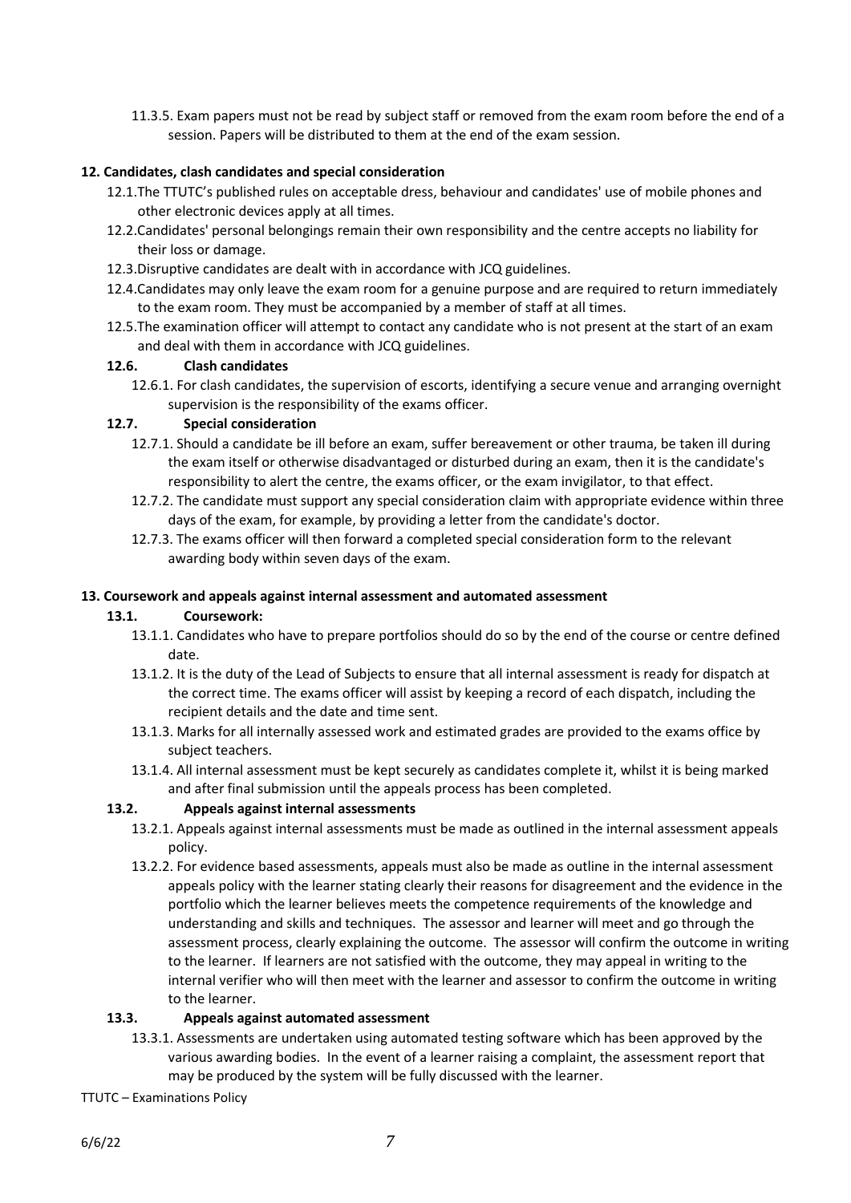11.3.5. Exam papers must not be read by subject staff or removed from the exam room before the end of a session. Papers will be distributed to them at the end of the exam session.

**12. Candidates, clash candidates and special consideration**

12.1.The TTUTC's published rules on acceptable dress, behaviour and candidates' use of mobile phones and other electronic devices apply at all times.

12.2.Candidates' personal belongings remain their own responsibility and the centre accepts no liability for their loss or damage.

12.3.Disruptive candidates are dealt with in accordance with JCQ guidelines.

12.4.Candidates may only leave the exam room for a genuine purpose and are required to return immediately to the exam room. They must be accompanied by a member of staff at all times.

12.5.The examination officer will attempt to contact any candidate who is not present at the start of an exam and deal with them in accordance with JCQ guidelines.

**12.6. Clash candidates**

12.6.1. For clash candidates, the supervision of escorts, identifying a secure venue and arranging overnight supervision is the responsibility of the exams officer.

**12.7. Special consideration**

12.7.1. Should a candidate be ill before an exam, suffer bereavement or other trauma, be taken ill during the exam itself or otherwise disadvantaged or disturbed during an exam, then it is the candidate's responsibility to alert the centre, the exams officer, or the exam invigilator, to that effect.

12.7.2. The candidate must support any special consideration claim with appropriate evidence within three days of the exam, for example, by providing a letter from the candidate's doctor.

12.7.3. The exams officer will then forward a completed special consideration form to the relevant awarding body within seven days of the exam.

**13. Coursework and appeals against internal assessment and automated assessment**

**13.1. Coursework:**

13.1.1. Candidates who have to prepare portfolios should do so by the end of the course or centre defined date.

13.1.2. It is the duty of the Lead of Subjects to ensure that all internal assessment is ready for dispatch at the correct time. The exams officer will assist by keeping a record of each dispatch, including the recipient details and the date and time sent.

13.1.3. Marks for all internally assessed work and estimated grades are provided to the exams office by subject teachers.

13.1.4. All internal assessment must be kept securely as candidates complete it, whilst it is being marked and after final submission until the appeals process has been completed.

**13.2. Appeals against internal assessments**

13.2.1. Appeals against internal assessments must be made as outlined in the internal assessment appeals policy.

13.2.2. For evidence based assessments, appeals must also be made as outline in the internal assessment appeals policy with the learner stating clearly their reasons for disagreement and the evidence in the portfolio which the learner believes meets the competence requirements of the knowledge and understanding and skills and techniques. The assessor and learner will meet and go through the assessment process, clearly explaining the outcome. The assessor will confirm the outcome in writing to the learner. If learners are not satisfied with the outcome, they may appeal in writing to the internal verifier who will then meet with the learner and assessor to confirm the outcome in writing to the learner.

**13.3. Appeals against automated assessment**

13.3.1. Assessments are undertaken using automated testing software which has been approved by the various awarding bodies. In the event of a learner raising a complaint, the assessment report that may be produced by the system will be fully discussed with the learner.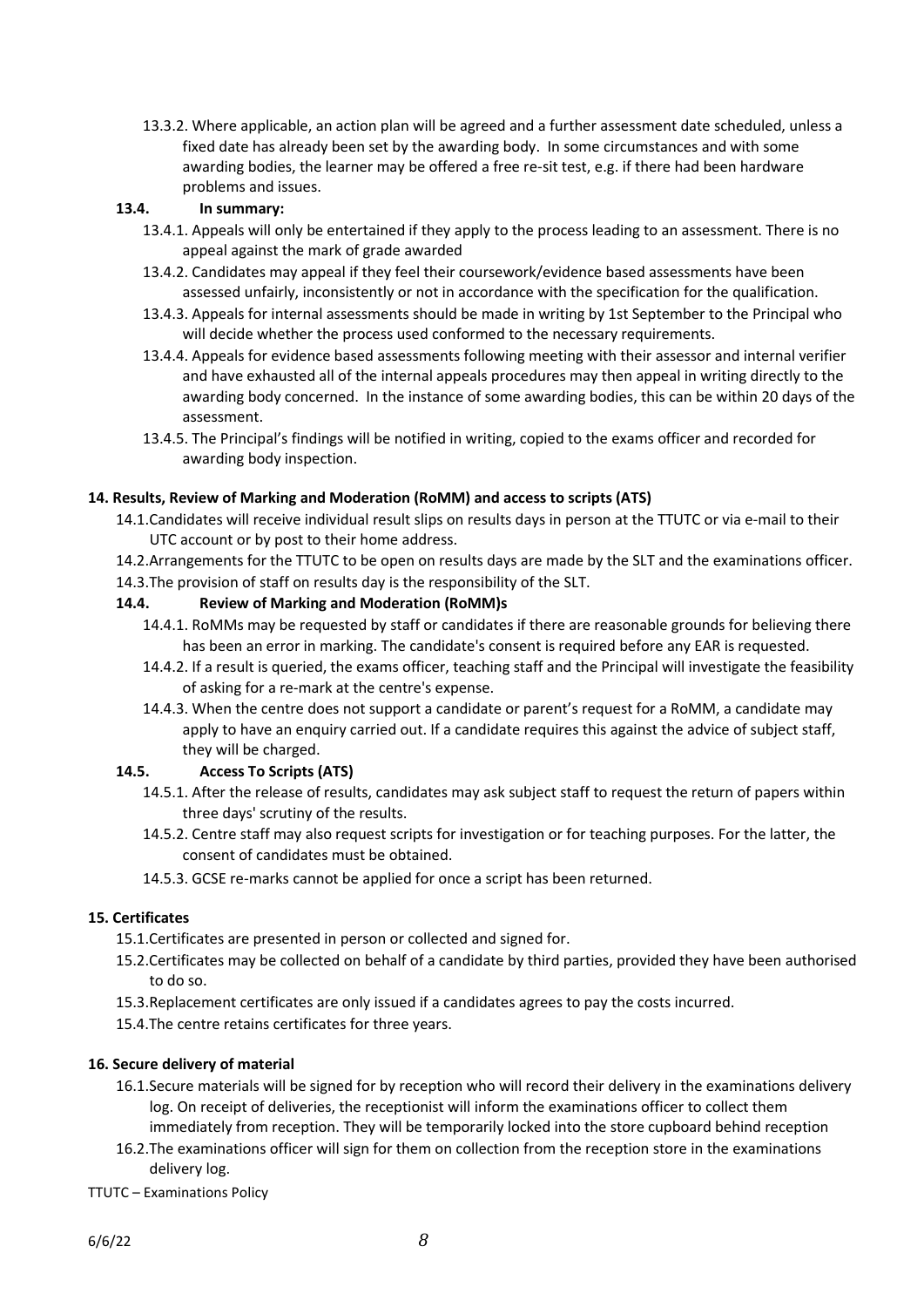13.3.2. Where applicable, an action plan will be agreed and a further assessment date scheduled, unless a fixed date has already been set by the awarding body. In some circumstances and with some awarding bodies, the learner may be offered a free re-sit test, e.g. if there had been hardware problems and issues.

**13.4. In summary:**

13.4.1. Appeals will only be entertained if they apply to the process leading to an assessment. There is no appeal against the mark of grade awarded

13.4.2. Candidates may appeal if they feel their coursework/evidence based assessments have been assessed unfairly, inconsistently or not in accordance with the specification for the qualification.

13.4.3. Appeals for internal assessments should be made in writing by 1st September to the Principal who will decide whether the process used conformed to the necessary requirements.

13.4.4. Appeals for evidence based assessments following meeting with their assessor and internal verifier and have exhausted all of the internal appeals procedures may then appeal in writing directly to the awarding body concerned. In the instance of some awarding bodies, this can be within 20 days of the assessment.

13.4.5. The Principal's findings will be notified in writing, copied to the exams officer and recorded for awarding body inspection.

### 14. Results, Review of Marking and Moderation (RoMM) and access to scripts (ATS)

14.1. Candidates will receive individual result slips on results days in person at the TTUTC or via e-mail to their UTC account or by post to their home address.

14.2. Arrangements for the TTUTC to be open on results days are made by the SLT and the examinations officer.

14.3. The provision of staff on results day is the responsibility of the SLT.

**14.4. Review of Marking and Moderation (RoMM)s**

14.4.1. RoMMs may be requested by staff or candidates if there are reasonable grounds for believing there has been an error in marking. The candidate's consent is required before any EAR is requested.

14.4.2. If a result is queried, the exams officer, teaching staff and the Principal will investigate the feasibility of asking for a re-mark at the centre's expense.

14.4.3. When the centre does not support a candidate or parent's request for a RoMM, a candidate may apply to have an enquiry carried out. If a candidate requires this against the advice of subject staff, they will be charged.

**14.5. Access To Scripts (ATS)**

14.5.1. After the release of results, candidates may ask subject staff to request the return of papers within three days' scrutiny of the results.

14.5.2. Centre staff may also request scripts for investigation or for teaching purposes. For the latter, the consent of candidates must be obtained.

14.5.3. GCSE re-marks cannot be applied for once a script has been returned.

### 15. Certificates

15.1. Certificates are presented in person or collected and signed for.

15.2. Certificates may be collected on behalf of a candidate by third parties, provided they have been authorised to do so.

15.3. Replacement certificates are only issued if a candidates agrees to pay the costs incurred.

15.4. The centre retains certificates for three years.

### 16. Secure delivery of material

16.1. Secure materials will be signed for by reception who will record their delivery in the examinations delivery log. On receipt of deliveries, the receptionist will inform the examinations officer to collect them immediately from reception. They will be temporarily locked into the store cupboard behind reception

16.2. The examinations officer will sign for them on collection from the reception store in the examinations delivery log.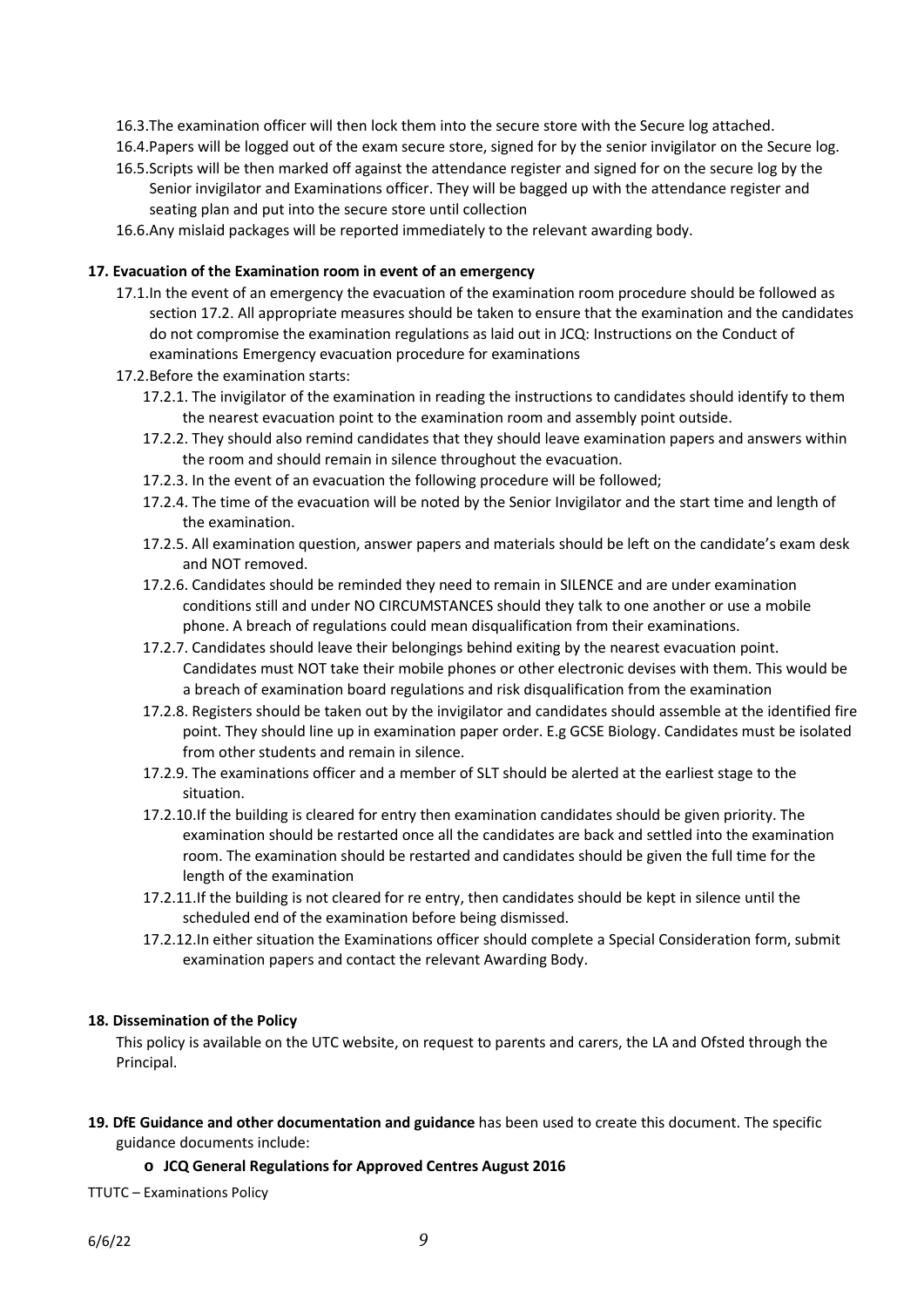16.3. The examination officer will then lock them into the secure store with the Secure log attached.

16.4. Papers will be logged out of the exam secure store, signed for by the senior invigilator on the Secure log.

16.5. Scripts will be then marked off against the attendance register and signed for on the secure log by the Senior invigilator and Examinations officer. They will be bagged up with the attendance register and seating plan and put into the secure store until collection

16.6. Any mislaid packages will be reported immediately to the relevant awarding body.

**17. Evacuation of the Examination room in event of an emergency**

17.1. In the event of an emergency the evacuation of the examination room procedure should be followed as section 17.2. All appropriate measures should be taken to ensure that the examination and the candidates do not compromise the examination regulations as laid out in JCQ: Instructions on the Conduct of examinations Emergency evacuation procedure for examinations

17.2. Before the examination starts:

- 17.2.1. The invigilator of the examination in reading the instructions to candidates should identify to them the nearest evacuation point to the examination room and assembly point outside.
- 17.2.2. They should also remind candidates that they should leave examination papers and answers within the room and should remain in silence throughout the evacuation.
- 17.2.3. In the event of an evacuation the following procedure will be followed;
- 17.2.4. The time of the evacuation will be noted by the Senior Invigilator and the start time and length of the examination.
- 17.2.5. All examination question, answer papers and materials should be left on the candidate's exam desk and NOT removed.
- 17.2.6. Candidates should be reminded they need to remain in SILENCE and are under examination conditions still and under NO CIRCUMSTANCES should they talk to one another or use a mobile phone. A breach of regulations could mean disqualification from their examinations.
- 17.2.7. Candidates should leave their belongings behind exiting by the nearest evacuation point. Candidates must NOT take their mobile phones or other electronic devises with them. This would be a breach of examination board regulations and risk disqualification from the examination
- 17.2.8. Registers should be taken out by the invigilator and candidates should assemble at the identified fire point. They should line up in examination paper order. E.g GCSE Biology. Candidates must be isolated from other students and remain in silence.
- 17.2.9. The examinations officer and a member of SLT should be alerted at the earliest stage to the situation.
- 17.2.10. If the building is cleared for entry then examination candidates should be given priority. The examination should be restarted once all the candidates are back and settled into the examination room. The examination should be restarted and candidates should be given the full time for the length of the examination
- 17.2.11. If the building is not cleared for re entry, then candidates should be kept in silence until the scheduled end of the examination before being dismissed.
- 17.2.12. In either situation the Examinations officer should complete a Special Consideration form, submit examination papers and contact the relevant Awarding Body.

**18. Dissemination of the Policy**

This policy is available on the UTC website, on request to parents and carers, the LA and Ofsted through the Principal.

**19. DfE Guidance and other documentation and guidance** has been used to create this document. The specific guidance documents include:

- **JCQ General Regulations for Approved Centres August 2016**